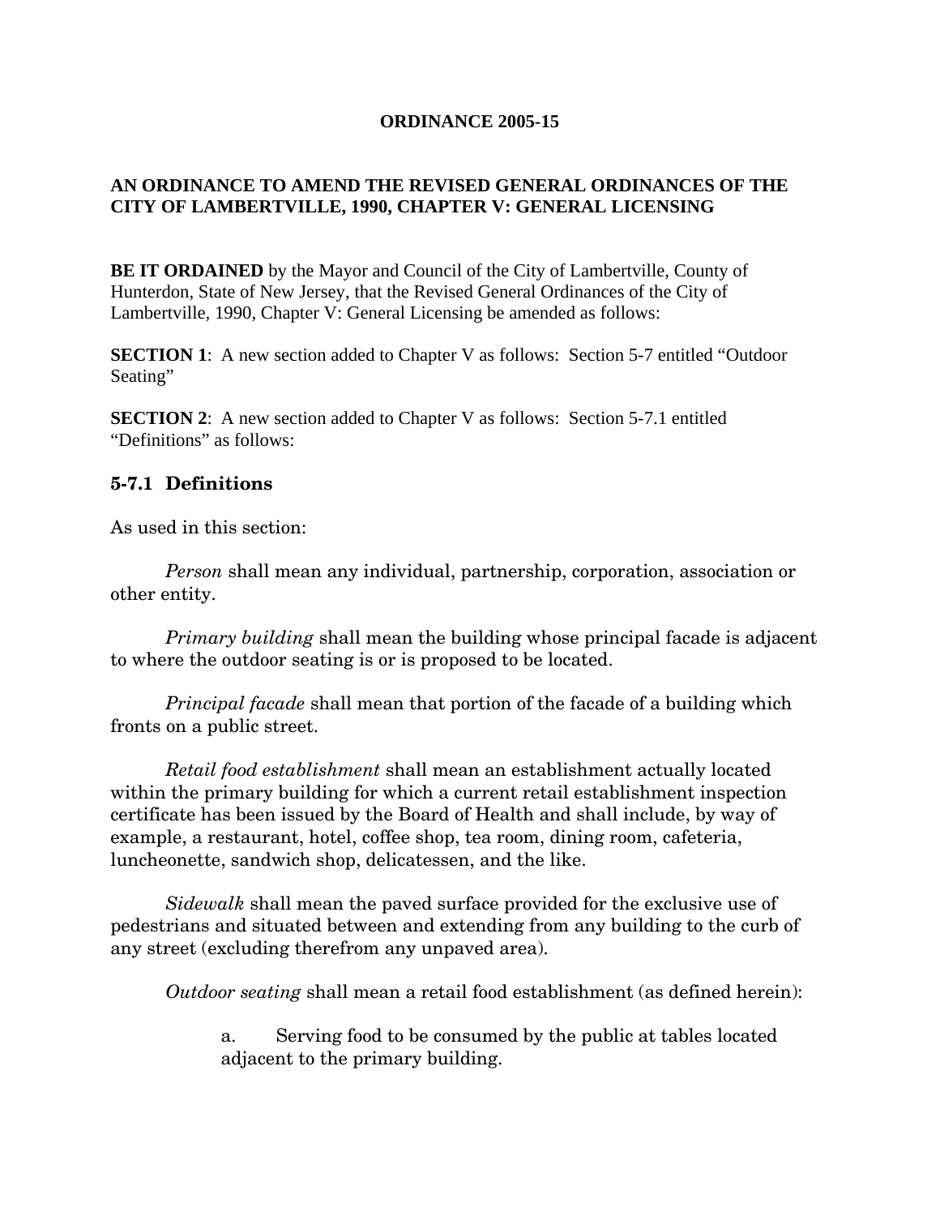**ORDINANCE 2005-15**

**AN ORDINANCE TO AMEND THE REVISED GENERAL ORDINANCES OF THE CITY OF LAMBERTVILLE, 1990, CHAPTER V: GENERAL LICENSING**

**BE IT ORDAINED** by the Mayor and Council of the City of Lambertville, County of Hunterdon, State of New Jersey, that the Revised General Ordinances of the City of Lambertville, 1990, Chapter V: General Licensing be amended as follows:

**SECTION 1**: A new section added to Chapter V as follows: Section 5-7 entitled "Outdoor Seating"

**SECTION 2**: A new section added to Chapter V as follows: Section 5-7.1 entitled "Definitions" as follows:

### 5-7.1 Definitions

As used in this section:

*Person* shall mean any individual, partnership, corporation, association or other entity.

*Primary building* shall mean the building whose principal facade is adjacent to where the outdoor seating is or is proposed to be located.

*Principal facade* shall mean that portion of the facade of a building which fronts on a public street.

*Retail food establishment* shall mean an establishment actually located within the primary building for which a current retail establishment inspection certificate has been issued by the Board of Health and shall include, by way of example, a restaurant, hotel, coffee shop, tea room, dining room, cafeteria, luncheonette, sandwich shop, delicatessen, and the like.

*Sidewalk* shall mean the paved surface provided for the exclusive use of pedestrians and situated between and extending from any building to the curb of any street (excluding therefrom any unpaved area).

*Outdoor seating* shall mean a retail food establishment (as defined herein):

a. Serving food to be consumed by the public at tables located adjacent to the primary building.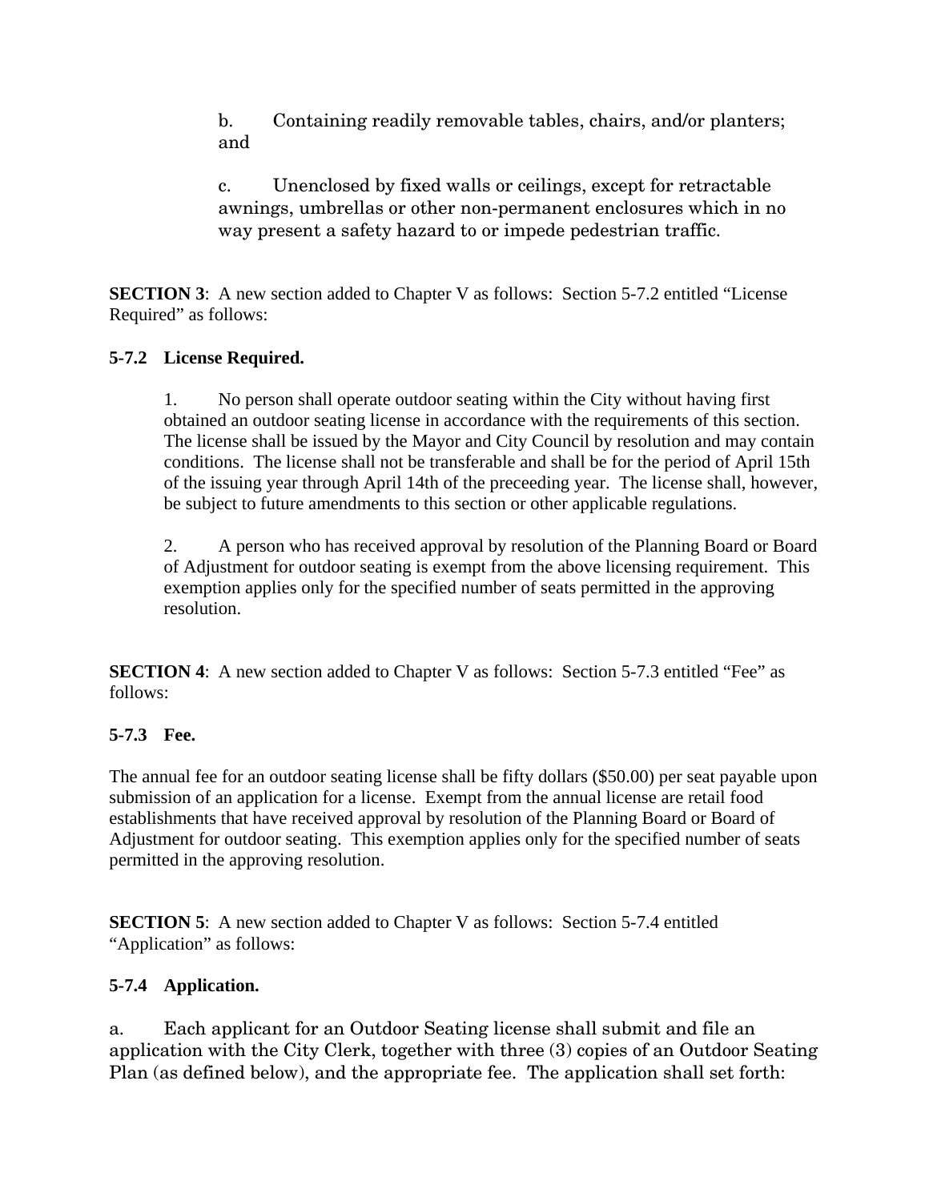b. Containing readily removable tables, chairs, and/or planters; and

c. Unenclosed by fixed walls or ceilings, except for retractable awnings, umbrellas or other non-permanent enclosures which in no way present a safety hazard to or impede pedestrian traffic.

**SECTION 3**: A new section added to Chapter V as follows: Section 5-7.2 entitled "License Required" as follows:

**5-7.2 License Required.**

1. No person shall operate outdoor seating within the City without having first obtained an outdoor seating license in accordance with the requirements of this section. The license shall be issued by the Mayor and City Council by resolution and may contain conditions. The license shall not be transferable and shall be for the period of April 15th of the issuing year through April 14th of the preceeding year. The license shall, however, be subject to future amendments to this section or other applicable regulations.

2. A person who has received approval by resolution of the Planning Board or Board of Adjustment for outdoor seating is exempt from the above licensing requirement. This exemption applies only for the specified number of seats permitted in the approving resolution.

**SECTION 4**: A new section added to Chapter V as follows: Section 5-7.3 entitled "Fee" as follows:

**5-7.3 Fee.**

The annual fee for an outdoor seating license shall be fifty dollars ($50.00) per seat payable upon submission of an application for a license. Exempt from the annual license are retail food establishments that have received approval by resolution of the Planning Board or Board of Adjustment for outdoor seating. This exemption applies only for the specified number of seats permitted in the approving resolution.

**SECTION 5**: A new section added to Chapter V as follows: Section 5-7.4 entitled "Application" as follows:

**5-7.4 Application.**

a. Each applicant for an Outdoor Seating license shall submit and file an application with the City Clerk, together with three (3) copies of an Outdoor Seating Plan (as defined below), and the appropriate fee. The application shall set forth: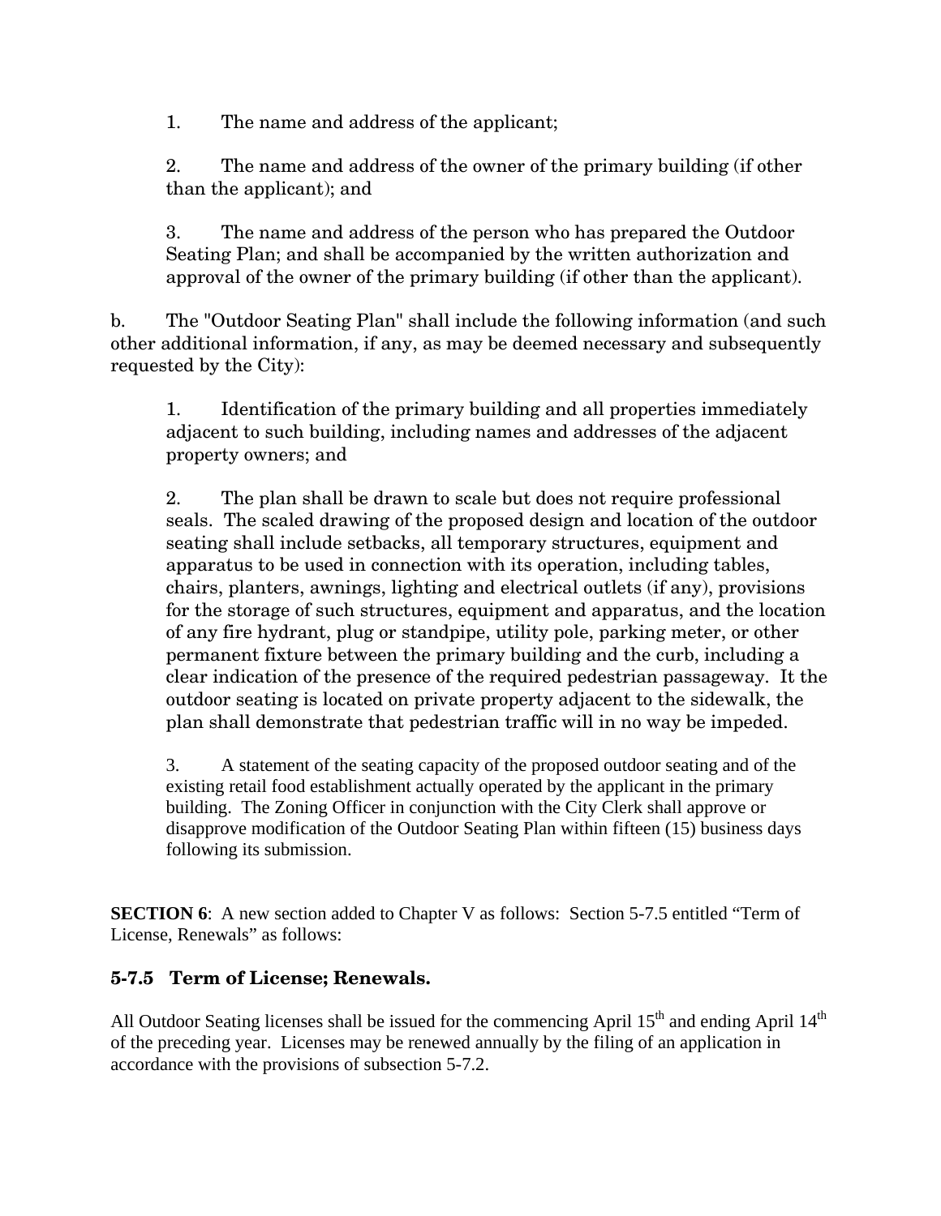1. The name and address of the applicant;

2. The name and address of the owner of the primary building (if other than the applicant); and

3. The name and address of the person who has prepared the Outdoor Seating Plan; and shall be accompanied by the written authorization and approval of the owner of the primary building (if other than the applicant).

b. The "Outdoor Seating Plan" shall include the following information (and such other additional information, if any, as may be deemed necessary and subsequently requested by the City):

1. Identification of the primary building and all properties immediately adjacent to such building, including names and addresses of the adjacent property owners; and

2. The plan shall be drawn to scale but does not require professional seals. The scaled drawing of the proposed design and location of the outdoor seating shall include setbacks, all temporary structures, equipment and apparatus to be used in connection with its operation, including tables, chairs, planters, awnings, lighting and electrical outlets (if any), provisions for the storage of such structures, equipment and apparatus, and the location of any fire hydrant, plug or standpipe, utility pole, parking meter, or other permanent fixture between the primary building and the curb, including a clear indication of the presence of the required pedestrian passageway. It the outdoor seating is located on private property adjacent to the sidewalk, the plan shall demonstrate that pedestrian traffic will in no way be impeded.

3. A statement of the seating capacity of the proposed outdoor seating and of the existing retail food establishment actually operated by the applicant in the primary building. The Zoning Officer in conjunction with the City Clerk shall approve or disapprove modification of the Outdoor Seating Plan within fifteen (15) business days following its submission.

**SECTION 6**: A new section added to Chapter V as follows: Section 5-7.5 entitled "Term of License, Renewals" as follows:

### 5-7.5 Term of License; Renewals.

All Outdoor Seating licenses shall be issued for the commencing April 15th and ending April 14th of the preceding year. Licenses may be renewed annually by the filing of an application in accordance with the provisions of subsection 5-7.2.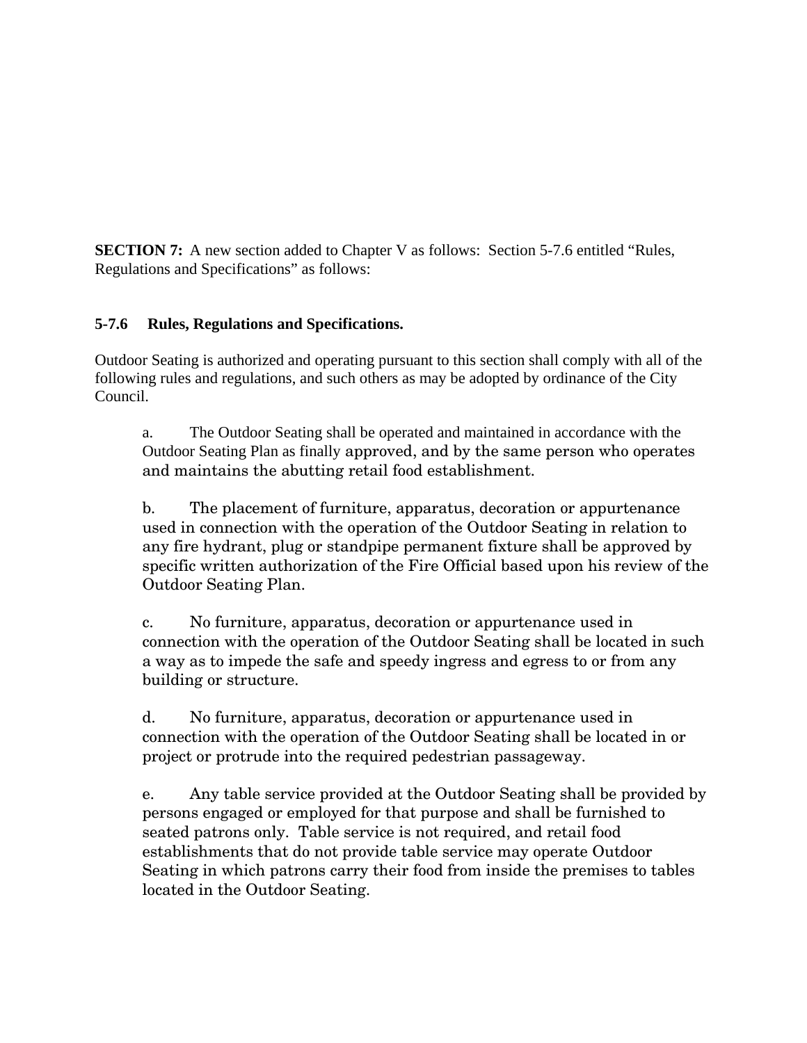**SECTION 7:** A new section added to Chapter V as follows: Section 5-7.6 entitled "Rules, Regulations and Specifications" as follows:

**5-7.6 Rules, Regulations and Specifications.**

Outdoor Seating is authorized and operating pursuant to this section shall comply with all of the following rules and regulations, and such others as may be adopted by ordinance of the City Council.

a. The Outdoor Seating shall be operated and maintained in accordance with the Outdoor Seating Plan as finally approved, and by the same person who operates and maintains the abutting retail food establishment.

b. The placement of furniture, apparatus, decoration or appurtenance used in connection with the operation of the Outdoor Seating in relation to any fire hydrant, plug or standpipe permanent fixture shall be approved by specific written authorization of the Fire Official based upon his review of the Outdoor Seating Plan.

c. No furniture, apparatus, decoration or appurtenance used in connection with the operation of the Outdoor Seating shall be located in such a way as to impede the safe and speedy ingress and egress to or from any building or structure.

d. No furniture, apparatus, decoration or appurtenance used in connection with the operation of the Outdoor Seating shall be located in or project or protrude into the required pedestrian passageway.

e. Any table service provided at the Outdoor Seating shall be provided by persons engaged or employed for that purpose and shall be furnished to seated patrons only. Table service is not required, and retail food establishments that do not provide table service may operate Outdoor Seating in which patrons carry their food from inside the premises to tables located in the Outdoor Seating.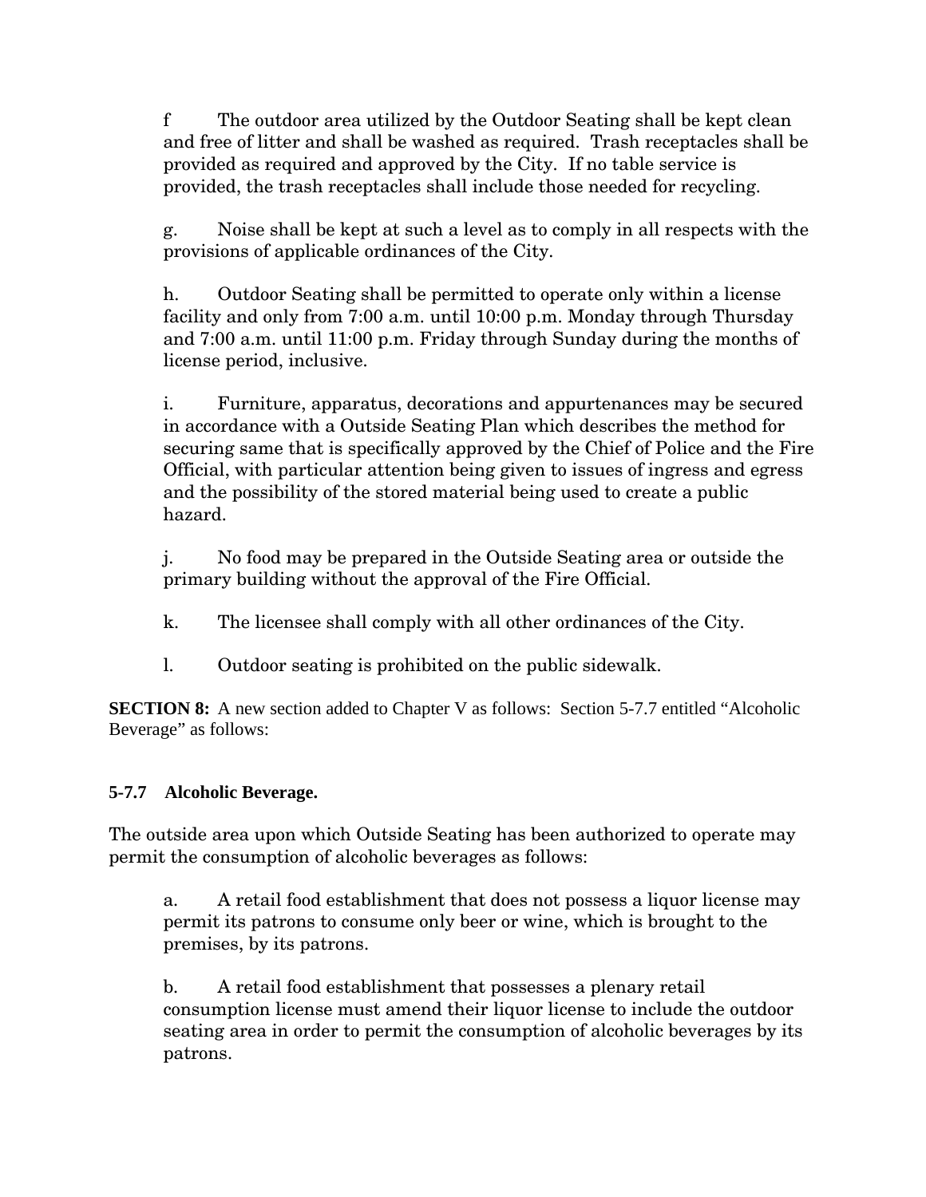f The outdoor area utilized by the Outdoor Seating shall be kept clean and free of litter and shall be washed as required. Trash receptacles shall be provided as required and approved by the City. If no table service is provided, the trash receptacles shall include those needed for recycling.

g. Noise shall be kept at such a level as to comply in all respects with the provisions of applicable ordinances of the City.

h. Outdoor Seating shall be permitted to operate only within a license facility and only from 7:00 a.m. until 10:00 p.m. Monday through Thursday and 7:00 a.m. until 11:00 p.m. Friday through Sunday during the months of license period, inclusive.

i. Furniture, apparatus, decorations and appurtenances may be secured in accordance with a Outside Seating Plan which describes the method for securing same that is specifically approved by the Chief of Police and the Fire Official, with particular attention being given to issues of ingress and egress and the possibility of the stored material being used to create a public hazard.

j. No food may be prepared in the Outside Seating area or outside the primary building without the approval of the Fire Official.

k. The licensee shall comply with all other ordinances of the City.

l. Outdoor seating is prohibited on the public sidewalk.

**SECTION 8:** A new section added to Chapter V as follows: Section 5-7.7 entitled "Alcoholic Beverage" as follows:

**5-7.7 Alcoholic Beverage.**

The outside area upon which Outside Seating has been authorized to operate may permit the consumption of alcoholic beverages as follows:

a. A retail food establishment that does not possess a liquor license may permit its patrons to consume only beer or wine, which is brought to the premises, by its patrons.

b. A retail food establishment that possesses a plenary retail consumption license must amend their liquor license to include the outdoor seating area in order to permit the consumption of alcoholic beverages by its patrons.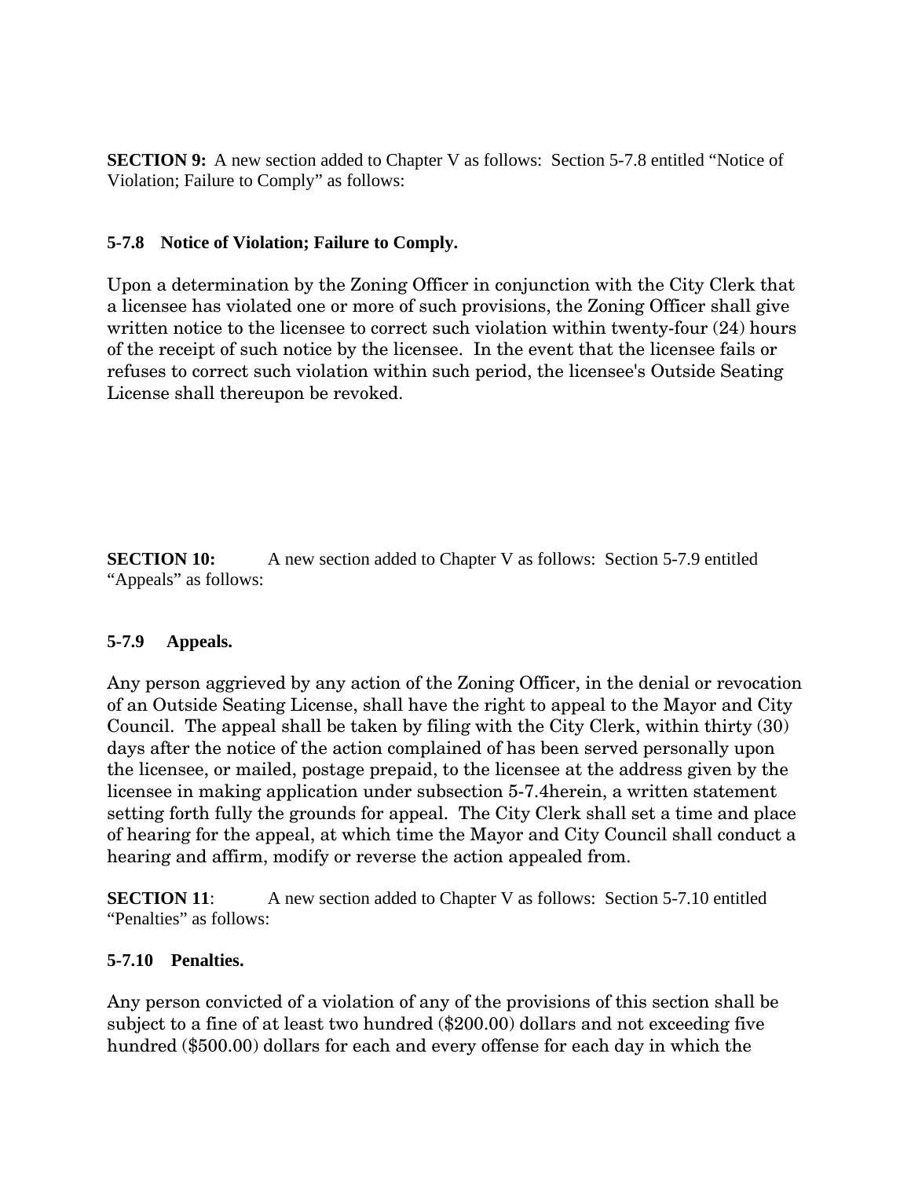**SECTION 9:** A new section added to Chapter V as follows: Section 5-7.8 entitled "Notice of Violation; Failure to Comply" as follows:

**5-7.8 Notice of Violation; Failure to Comply.**

Upon a determination by the Zoning Officer in conjunction with the City Clerk that a licensee has violated one or more of such provisions, the Zoning Officer shall give written notice to the licensee to correct such violation within twenty-four (24) hours of the receipt of such notice by the licensee. In the event that the licensee fails or refuses to correct such violation within such period, the licensee's Outside Seating License shall thereupon be revoked.

**SECTION 10:** A new section added to Chapter V as follows: Section 5-7.9 entitled "Appeals" as follows:

**5-7.9 Appeals.**

Any person aggrieved by any action of the Zoning Officer, in the denial or revocation of an Outside Seating License, shall have the right to appeal to the Mayor and City Council. The appeal shall be taken by filing with the City Clerk, within thirty (30) days after the notice of the action complained of has been served personally upon the licensee, or mailed, postage prepaid, to the licensee at the address given by the licensee in making application under subsection 5-7.4herein, a written statement setting forth fully the grounds for appeal. The City Clerk shall set a time and place of hearing for the appeal, at which time the Mayor and City Council shall conduct a hearing and affirm, modify or reverse the action appealed from.

**SECTION 11**: A new section added to Chapter V as follows: Section 5-7.10 entitled "Penalties" as follows:

**5-7.10 Penalties.**

Any person convicted of a violation of any of the provisions of this section shall be subject to a fine of at least two hundred ($200.00) dollars and not exceeding five hundred ($500.00) dollars for each and every offense for each day in which the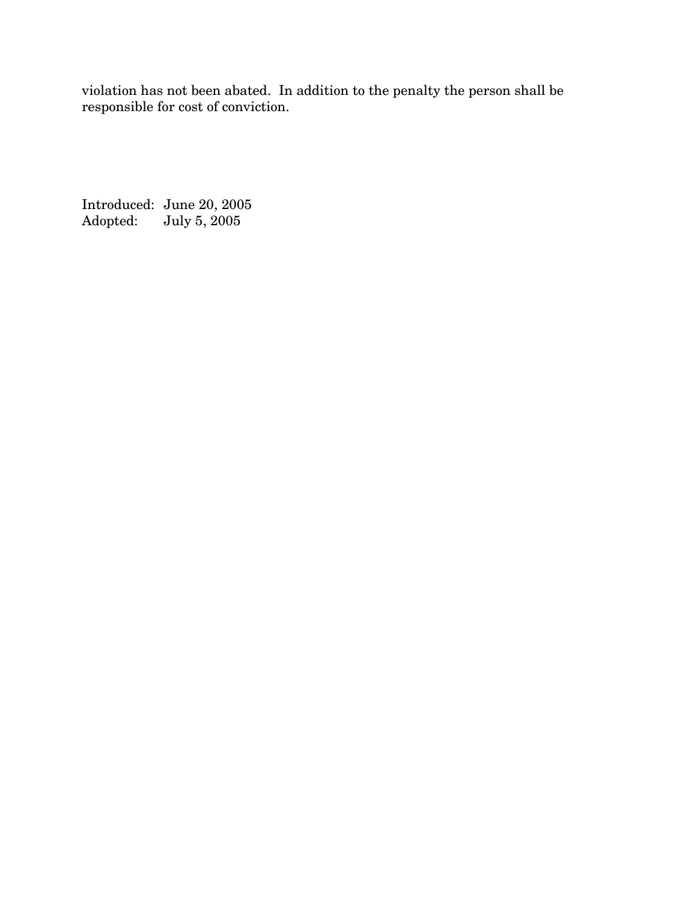violation has not been abated. In addition to the penalty the person shall be responsible for cost of conviction.

Introduced: June 20, 2005
Adopted: July 5, 2005